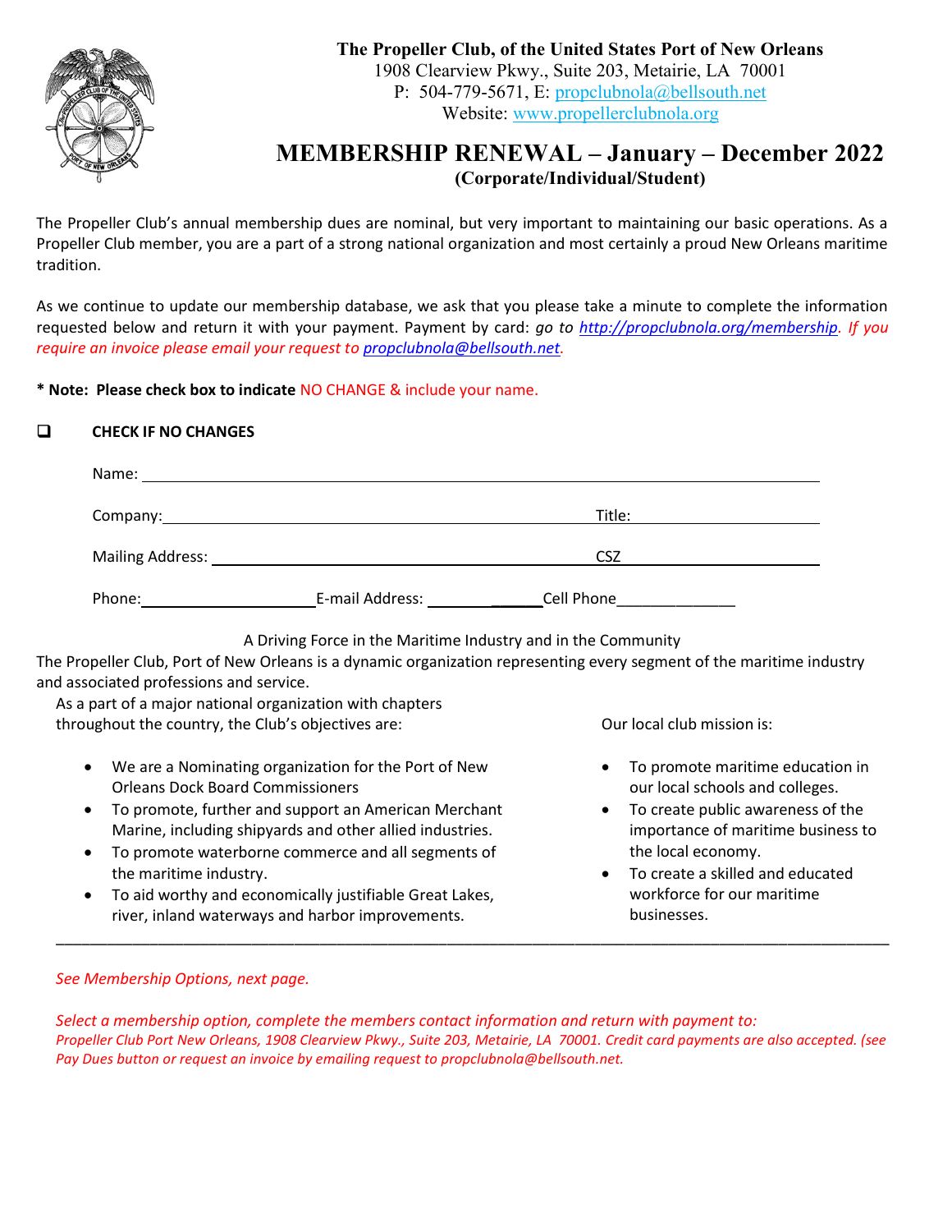**The Propeller Club, of the United States Port of New Orleans**
1908 Clearview Pkwy., Suite 203, Metairie, LA 70001
P: 504-779-5671, E: propclubnola@bellsouth.net
Website: www.propellerclubnola.org

# MEMBERSHIP RENEWAL – January – December 2022

**(Corporate/Individual/Student)**

The Propeller Club's annual membership dues are nominal, but very important to maintaining our basic operations. As a Propeller Club member, you are a part of a strong national organization and most certainly a proud New Orleans maritime tradition.

As we continue to update our membership database, we ask that you please take a minute to complete the information requested below and return it with your payment. Payment by card: *go to http://propclubnola.org/membership. If you require an invoice please email your request to propclubnola@bellsouth.net.*

**\* Note: Please check box to indicate** NO CHANGE & include your name.

❑ **CHECK IF NO CHANGES**

Name: ____________________________________________

Company: ______________________________ Title: ______________

Mailing Address: ______________________________ CSZ ______________

Phone: ____________________ E-mail Address: ______________ Cell Phone______________

A Driving Force in the Maritime Industry and in the Community

The Propeller Club, Port of New Orleans is a dynamic organization representing every segment of the maritime industry and associated professions and service.

As a part of a major national organization with chapters throughout the country, the Club's objectives are:

- We are a Nominating organization for the Port of New Orleans Dock Board Commissioners
- To promote, further and support an American Merchant Marine, including shipyards and other allied industries.
- To promote waterborne commerce and all segments of the maritime industry.
- To aid worthy and economically justifiable Great Lakes, river, inland waterways and harbor improvements.

Our local club mission is:

- To promote maritime education in our local schools and colleges.
- To create public awareness of the importance of maritime business to the local economy.
- To create a skilled and educated workforce for our maritime businesses.

---

*See Membership Options, next page.*

*Select a membership option, complete the members contact information and return with payment to:*
*Propeller Club Port New Orleans, 1908 Clearview Pkwy., Suite 203, Metairie, LA 70001. Credit card payments are also accepted. (see Pay Dues button or request an invoice by emailing request to propclubnola@bellsouth.net.*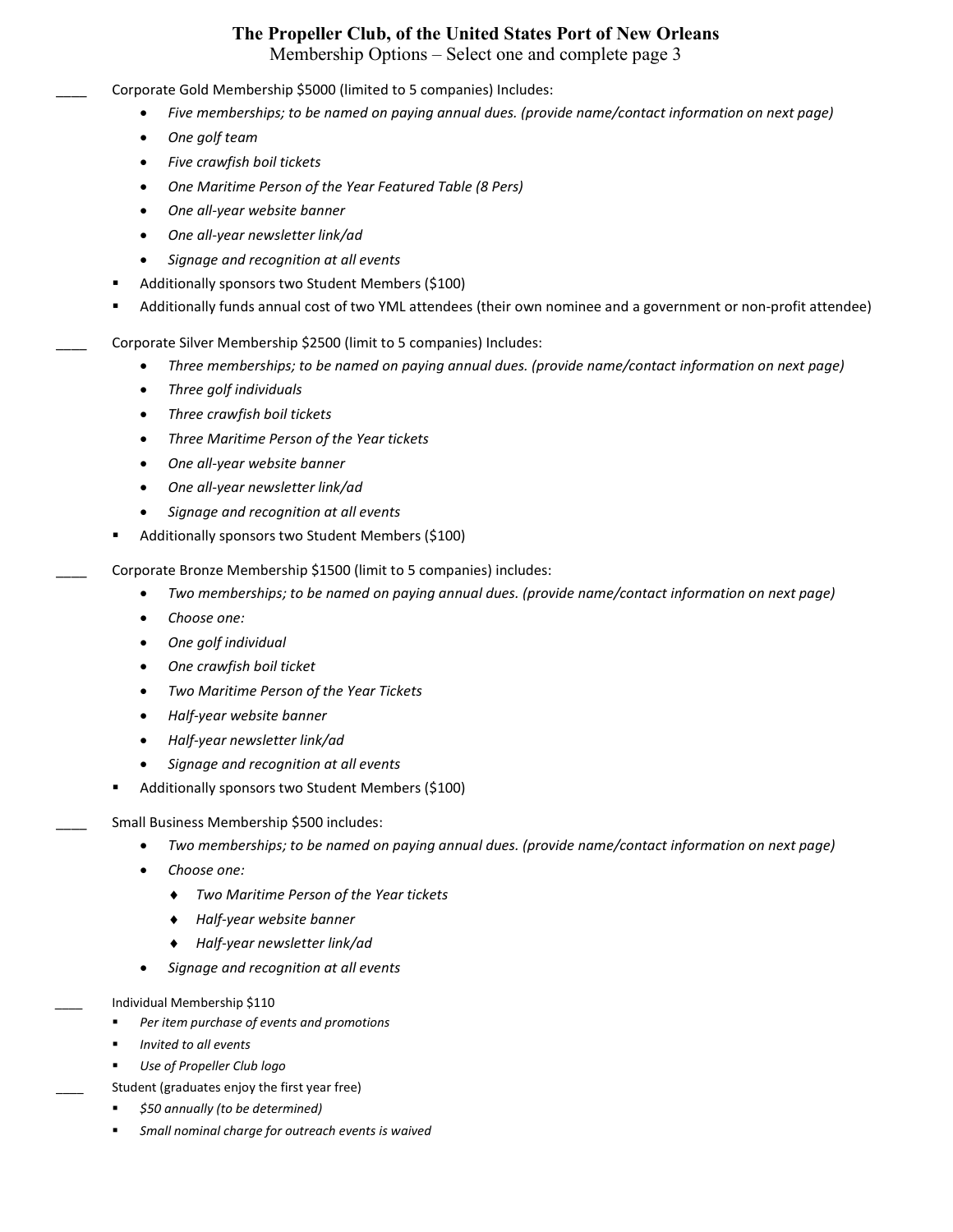**The Propeller Club, of the United States Port of New Orleans**

Membership Options – Select one and complete page 3

____ Corporate Gold Membership $5000 (limited to 5 companies) Includes:

- *Five memberships; to be named on paying annual dues. (provide name/contact information on next page)*
- *One golf team*
- *Five crawfish boil tickets*
- *One Maritime Person of the Year Featured Table (8 Pers)*
- *One all-year website banner*
- *One all-year newsletter link/ad*
- *Signage and recognition at all events*
- Additionally sponsors two Student Members ($100)
- Additionally funds annual cost of two YML attendees (their own nominee and a government or non-profit attendee)

____ Corporate Silver Membership $2500 (limit to 5 companies) Includes:

- *Three memberships; to be named on paying annual dues. (provide name/contact information on next page)*
- *Three golf individuals*
- *Three crawfish boil tickets*
- *Three Maritime Person of the Year tickets*
- *One all-year website banner*
- *One all-year newsletter link/ad*
- *Signage and recognition at all events*
- Additionally sponsors two Student Members ($100)

____ Corporate Bronze Membership $1500 (limit to 5 companies) includes:

- *Two memberships; to be named on paying annual dues. (provide name/contact information on next page)*
- *Choose one:*
- *One golf individual*
- *One crawfish boil ticket*
- *Two Maritime Person of the Year Tickets*
- *Half-year website banner*
- *Half-year newsletter link/ad*
- *Signage and recognition at all events*
- Additionally sponsors two Student Members ($100)

____ Small Business Membership $500 includes:

- *Two memberships; to be named on paying annual dues. (provide name/contact information on next page)*
- *Choose one:*
  - *Two Maritime Person of the Year tickets*
  - *Half-year website banner*
  - *Half-year newsletter link/ad*
- *Signage and recognition at all events*

____ Individual Membership $110

- *Per item purchase of events and promotions*
- *Invited to all events*
- *Use of Propeller Club logo*

____ Student (graduates enjoy the first year free)

- *$50 annually (to be determined)*
- *Small nominal charge for outreach events is waived*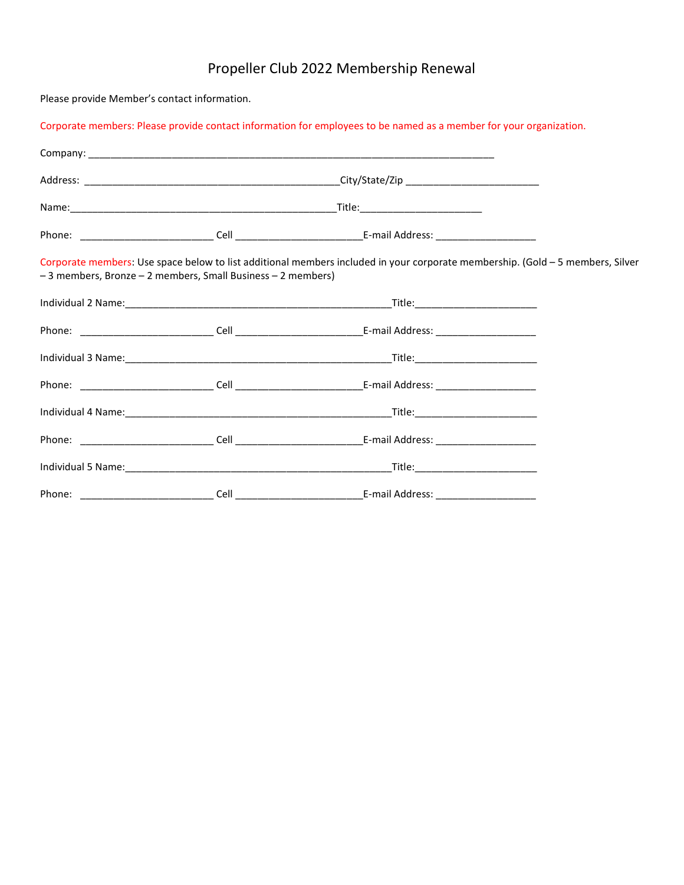# Propeller Club 2022 Membership Renewal

Please provide Member's contact information.

Corporate members: Please provide contact information for employees to be named as a member for your organization.

Company: ___________________________________________________________________________

Address: _______________________________________________City/State/Zip ________________________

Name:_________________________________________________Title:______________________

Phone: ________________________ Cell _______________________E-mail Address: __________________

Corporate members: Use space below to list additional members included in your corporate membership. (Gold – 5 members, Silver – 3 members, Bronze – 2 members, Small Business – 2 members)

Individual 2 Name:_________________________________________________Title:______________________

Phone: ________________________ Cell _______________________E-mail Address: __________________

Individual 3 Name:_________________________________________________Title:______________________

Phone: ________________________ Cell _______________________E-mail Address: __________________

Individual 4 Name:_________________________________________________Title:______________________

Phone: ________________________ Cell _______________________E-mail Address: __________________

Individual 5 Name:_________________________________________________Title:______________________

Phone: ________________________ Cell _______________________E-mail Address: __________________